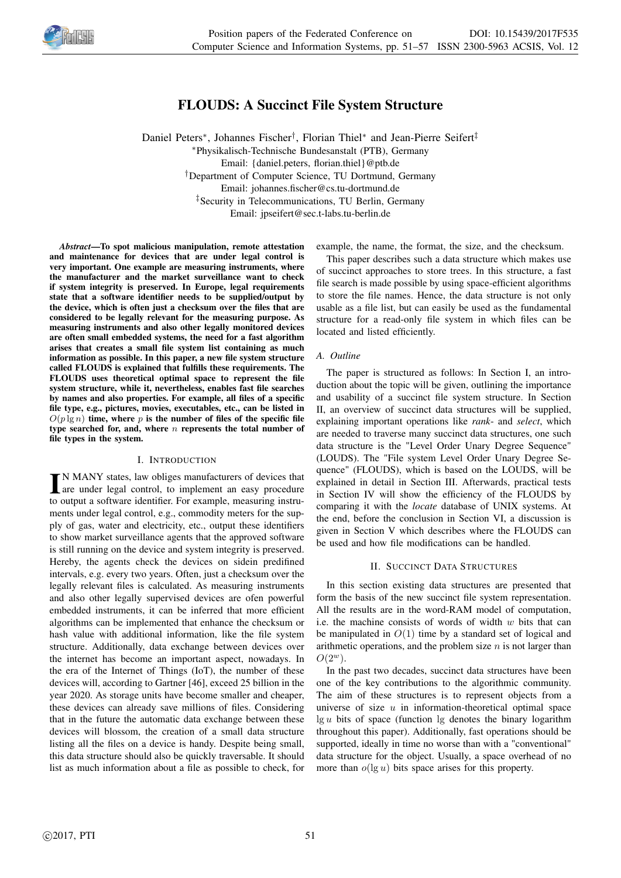# FLOUDS: A Succinct File System Structure

Daniel Peters*, Johannes Fischer†, Florian Thiel* and Jean-Pierre Seifert‡

*Physikalisch-Technische Bundesanstalt (PTB), Germany
Email: {daniel.peters, florian.thiel}@ptb.de

†Department of Computer Science, TU Dortmund, Germany
Email: johannes.fischer@cs.tu-dortmund.de

‡Security in Telecommunications, TU Berlin, Germany
Email: jpseifert@sec.t-labs.tu-berlin.de

***Abstract*—To spot malicious manipulation, remote attestation and maintenance for devices that are under legal control is very important. One example are measuring instruments, where the manufacturer and the market surveillance want to check if system integrity is preserved. In Europe, legal requirements state that a software identifier needs to be supplied/output by the device, which is often just a checksum over the files that are considered to be legally relevant for the measuring purpose. As measuring instruments and also other legally monitored devices are often small embedded systems, the need for a fast algorithm arises that creates a small file system list containing as much information as possible. In this paper, a new file system structure called FLOUDS is explained that fulfills these requirements. The FLOUDS uses theoretical optimal space to represent the file system structure, while it, nevertheless, enables fast file searches by names and also properties. For example, all files of a specific file type, e.g., pictures, movies, executables, etc., can be listed in $O(p \lg n)$ time, where $p$ is the number of files of the specific file type searched for, and, where $n$ represents the total number of file types in the system.**

## I. Introduction

In many states, law obliges manufacturers of devices that are under legal control, to implement an easy procedure to output a software identifier. For example, measuring instruments under legal control, e.g., commodity meters for the supply of gas, water and electricity, etc., output these identifiers to show market surveillance agents that the approved software is still running on the device and system integrity is preserved. Hereby, the agents check the devices on sidein predifined intervals, e.g. every two years. Often, just a checksum over the legally relevant files is calculated. As measuring instruments and also other legally supervised devices are ofen powerful embedded instruments, it can be inferred that more efficient algorithms can be implemented that enhance the checksum or hash value with additional information, like the file system structure. Additionally, data exchange between devices over the internet has become an important aspect, nowadays. In the era of the Internet of Things (IoT), the number of these devices will, according to Gartner [46], exceed 25 billion in the year 2020. As storage units have become smaller and cheaper, these devices can already save millions of files. Considering that in the future the automatic data exchange between these devices will blossom, the creation of a small data structure listing all the files on a device is handy. Despite being small, this data structure should also be quickly traversable. It should list as much information about a file as possible to check, for example, the name, the format, the size, and the checksum.

This paper describes such a data structure which makes use of succinct approaches to store trees. In this structure, a fast file search is made possible by using space-efficient algorithms to store the file names. Hence, the data structure is not only usable as a file list, but can easily be used as the fundamental structure for a read-only file system in which files can be located and listed efficiently.

### A. Outline

The paper is structured as follows: In Section I, an introduction about the topic will be given, outlining the importance and usability of a succinct file system structure. In Section II, an overview of succinct data structures will be supplied, explaining important operations like *rank*- and *select*, which are needed to traverse many succinct data structures, one such data structure is the "Level Order Unary Degree Sequence" (LOUDS). The "File system Level Order Unary Degree Sequence" (FLOUDS), which is based on the LOUDS, will be explained in detail in Section III. Afterwards, practical tests in Section IV will show the efficiency of the FLOUDS by comparing it with the *locate* database of UNIX systems. At the end, before the conclusion in Section VI, a discussion is given in Section V which describes where the FLOUDS can be used and how file modifications can be handled.

## II. Succinct Data Structures

In this section existing data structures are presented that form the basis of the new succinct file system representation. All the results are in the word-RAM model of computation, i.e. the machine consists of words of width $w$ bits that can be manipulated in $O(1)$ time by a standard set of logical and arithmetic operations, and the problem size $n$ is not larger than $O(2^w)$.

In the past two decades, succinct data structures have been one of the key contributions to the algorithmic community. The aim of these structures is to represent objects from a universe of size $u$ in information-theoretical optimal space $\lg u$ bits of space (function $\lg$ denotes the binary logarithm throughout this paper). Additionally, fast operations should be supported, ideally in time no worse than with a "conventional" data structure for the object. Usually, a space overhead of no more than $o(\lg u)$ bits space arises for this property.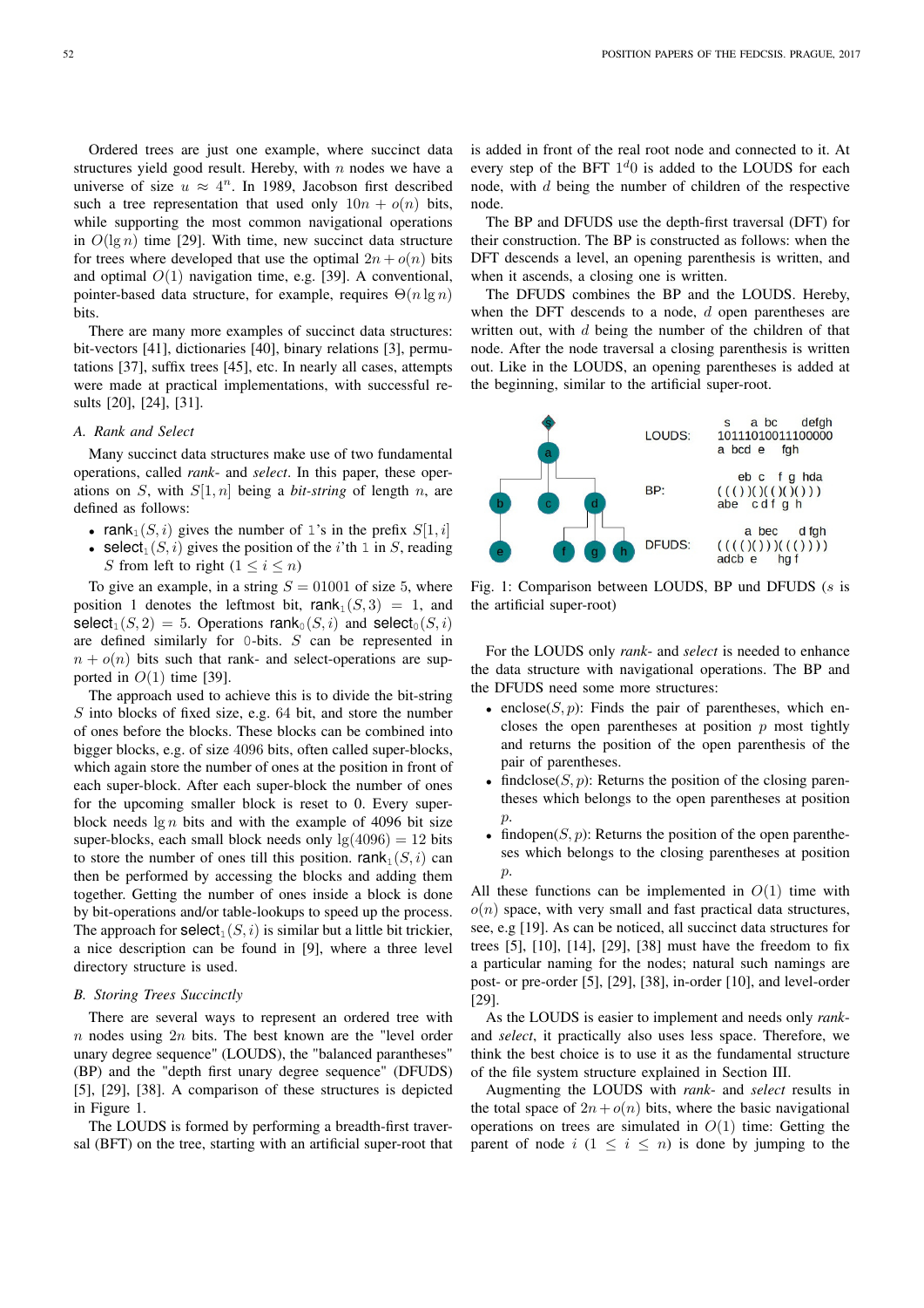Ordered trees are just one example, where succinct data structures yield good result. Hereby, with $n$ nodes we have a universe of size $u \approx 4^n$. In 1989, Jacobson first described such a tree representation that used only $10n + o(n)$ bits, while supporting the most common navigational operations in $O(\lg n)$ time [29]. With time, new succinct data structure for trees where developed that use the optimal $2n + o(n)$ bits and optimal $O(1)$ navigation time, e.g. [39]. A conventional, pointer-based data structure, for example, requires $\Theta(n \lg n)$ bits.

There are many more examples of succinct data structures: bit-vectors [41], dictionaries [40], binary relations [3], permutations [37], suffix trees [45], etc. In nearly all cases, attempts were made at practical implementations, with successful results [20], [24], [31].

### A. Rank and Select

Many succinct data structures make use of two fundamental operations, called *rank*- and *select*. In this paper, these operations on $S$, with $S[1, n]$ being a *bit-string* of length $n$, are defined as follows:

- $\mathsf{rank}_1(S, i)$ gives the number of 1's in the prefix $S[1, i]$
- $\mathsf{select}_1(S, i)$ gives the position of the $i$'th 1 in $S$, reading $S$ from left to right ($1 \leq i \leq n$)

To give an example, in a string $S = 01001$ of size 5, where position 1 denotes the leftmost bit, $\mathsf{rank}_1(S, 3) = 1$, and $\mathsf{select}_1(S, 2) = 5$. Operations $\mathsf{rank}_0(S, i)$ and $\mathsf{select}_0(S, i)$ are defined similarly for 0-bits. $S$ can be represented in $n + o(n)$ bits such that rank- and select-operations are supported in $O(1)$ time [39].

The approach used to achieve this is to divide the bit-string $S$ into blocks of fixed size, e.g. 64 bit, and store the number of ones before the blocks. These blocks can be combined into bigger blocks, e.g. of size 4096 bits, often called super-blocks, which again store the number of ones at the position in front of each super-block. After each super-block the number of ones for the upcoming smaller block is reset to 0. Every super-block needs $\lg n$ bits and with the example of 4096 bit size super-blocks, each small block needs only $\lg(4096) = 12$ bits to store the number of ones till this position. $\mathsf{rank}_1(S, i)$ can then be performed by accessing the blocks and adding them together. Getting the number of ones inside a block is done by bit-operations and/or table-lookups to speed up the process. The approach for $\mathsf{select}_1(S, i)$ is similar but a little bit trickier, a nice description can be found in [9], where a three level directory structure is used.

### B. Storing Trees Succinctly

There are several ways to represent an ordered tree with $n$ nodes using $2n$ bits. The best known are the "level order unary degree sequence" (LOUDS), the "balanced parantheses" (BP) and the "depth first unary degree sequence" (DFUDS) [5], [29], [38]. A comparison of these structures is depicted in Figure 1.

The LOUDS is formed by performing a breadth-first traversal (BFT) on the tree, starting with an artificial super-root that is added in front of the real root node and connected to it. At every step of the BFT $1^d0$ is added to the LOUDS for each node, with $d$ being the number of children of the respective node.

The BP and DFUDS use the depth-first traversal (DFT) for their construction. The BP is constructed as follows: when the DFT descends a level, an opening parenthesis is written, and when it ascends, a closing one is written.

The DFUDS combines the BP and the LOUDS. Hereby, when the DFT descends to a node, $d$ open parentheses are written out, with $d$ being the number of the children of that node. After the node traversal a closing parenthesis is written out. Like in the LOUDS, an opening parentheses is added at the beginning, similar to the artificial super-root.

Fig. 1: Comparison between LOUDS, BP und DFUDS ($s$ is the artificial super-root)

For the LOUDS only *rank*- and *select* is needed to enhance the data structure with navigational operations. The BP and the DFUDS need some more structures:

- enclose$(S, p)$: Finds the pair of parentheses, which encloses the open parentheses at position $p$ most tightly and returns the position of the open parenthesis of the pair of parentheses.
- findclose$(S, p)$: Returns the position of the closing parentheses which belongs to the open parentheses at position $p$.
- findopen$(S, p)$: Returns the position of the open parentheses which belongs to the closing parentheses at position $p$.

All these functions can be implemented in $O(1)$ time with $o(n)$ space, with very small and fast practical data structures, see, e.g [19]. As can be noticed, all succinct data structures for trees [5], [10], [14], [29], [38] must have the freedom to fix a particular naming for the nodes; natural such namings are post- or pre-order [5], [29], [38], in-order [10], and level-order [29].

As the LOUDS is easier to implement and needs only *rank*- and *select*, it practically also uses less space. Therefore, we think the best choice is to use it as the fundamental structure of the file system structure explained in Section III.

Augmenting the LOUDS with *rank*- and *select* results in the total space of $2n + o(n)$ bits, where the basic navigational operations on trees are simulated in $O(1)$ time: Getting the parent of node $i$ ($1 \leq i \leq n$) is done by jumping to the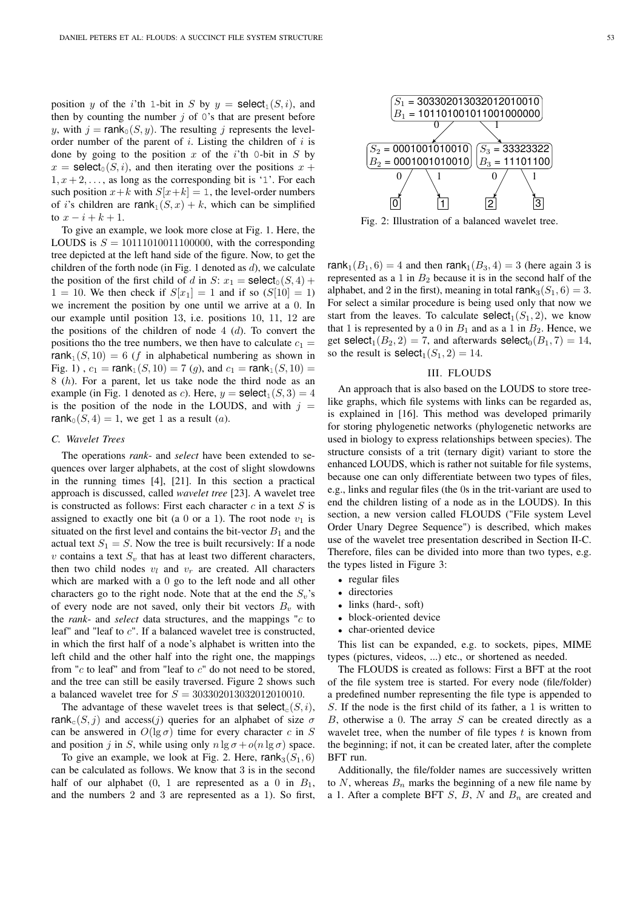position $y$ of the $i$'th 1-bit in $S$ by $y = \mathsf{select}_1(S, i)$, and then by counting the number $j$ of 0's that are present before $y$, with $j = \mathsf{rank}_0(S, y)$. The resulting $j$ represents the level-order number of the parent of $i$. Listing the children of $i$ is done by going to the position $x$ of the $i$'th 0-bit in $S$ by $x = \mathsf{select}_0(S, i)$, and then iterating over the positions $x + 1, x + 2, \ldots$, as long as the corresponding bit is '1'. For each such position $x+k$ with $S[x+k] = 1$, the level-order numbers of $i$'s children are $\mathsf{rank}_1(S, x) + k$, which can be simplified to $x - i + k + 1$.

To give an example, we look more close at Fig. 1. Here, the LOUDS is $S = 10111010011100000$, with the corresponding tree depicted at the left hand side of the figure. Now, to get the children of the forth node (in Fig. 1 denoted as $d$), we calculate the position of the first child of $d$ in $S$: $x_1 = \mathsf{select}_0(S, 4) + 1 = 10$. We then check if $S[x_1] = 1$ and if so ($S[10] = 1$) we increment the position by one until we arrive at a 0. In our example until position 13, i.e. positions 10, 11, 12 are the positions of the children of node 4 ($d$). To convert the positions tho the tree numbers, we then have to calculate $c_1 = \mathsf{rank}_1(S, 10) = 6$ ($f$ in alphabetical numbering as shown in Fig. 1) , $c_1 = \mathsf{rank}_1(S, 10) = 7$ ($g$), and $c_1 = \mathsf{rank}_1(S, 10) = 8$ ($h$). For a parent, let us take node the third node as an example (in Fig. 1 denoted as $c$). Here, $y = \mathsf{select}_1(S, 3) = 4$ is the position of the node in the LOUDS, and with $j = \mathsf{rank}_0(S, 4) = 1$, we get 1 as a result ($a$).

### C. Wavelet Trees

The operations *rank*- and *select* have been extended to sequences over larger alphabets, at the cost of slight slowdowns in the running times [4], [21]. In this section a practical approach is discussed, called *wavelet tree* [23]. A wavelet tree is constructed as follows: First each character $c$ in a text $S$ is assigned to exactly one bit (a 0 or a 1). The root node $v_1$ is situated on the first level and contains the bit-vector $B_1$ and the actual text $S_1 = S$. Now the tree is built recursively: If a node $v$ contains a text $S_v$ that has at least two different characters, then two child nodes $v_l$ and $v_r$ are created. All characters which are marked with a 0 go to the left node and all other characters go to the right node. Note that at the end the $S_v$'s of every node are not saved, only their bit vectors $B_v$ with the *rank*- and *select* data structures, and the mappings "$c$ to leaf" and "leaf to $c$". If a balanced wavelet tree is constructed, in which the first half of a node's alphabet is written into the left child and the other half into the right one, the mappings from "$c$ to leaf" and from "leaf to $c$" do not need to be stored, and the tree can still be easily traversed. Figure 2 shows such a balanced wavelet tree for $S = 303302013032012010010$.

The advantage of these wavelet trees is that $\mathsf{select}_c(S, i)$, $\mathsf{rank}_c(S, j)$ and access($j$) queries for an alphabet of size $\sigma$ can be answered in $O(\lg \sigma)$ time for every character $c$ in $S$ and position $j$ in $S$, while using only $n \lg \sigma + o(n \lg \sigma)$ space.

To give an example, we look at Fig. 2. Here, $\mathsf{rank}_3(S_1, 6)$ can be calculated as follows. We know that 3 is in the second half of our alphabet (0, 1 are represented as a 0 in $B_1$, and the numbers 2 and 3 are represented as a 1). So first, $\mathsf{rank}_1(B_1, 6) = 4$ and then $\mathsf{rank}_1(B_3, 4) = 3$ (here again 3 is represented as a 1 in $B_2$ because it is in the second half of the alphabet, and 2 in the first), meaning in total $\mathsf{rank}_3(S_1, 6) = 3$. For select a similar procedure is being used only that now we start from the leaves. To calculate $\mathsf{select}_1(S_1, 2)$, we know that 1 is represented by a 0 in $B_1$ and as a 1 in $B_2$. Hence, we get $\mathsf{select}_1(B_2, 2) = 7$, and afterwards $\mathsf{select}_0(B_1, 7) = 14$, so the result is $\mathsf{select}_1(S_1, 2) = 14$.

$S_1$ = 303302013032012010010
$B_1$ = 101101001011001000000

$S_2$ = 0001001010010 | $S_3$ = 33323322
$B_2$ = 0001001010010 | $B_3$ = 11101100

Leaves: 0, 1, 2, 3

Fig. 2: Illustration of a balanced wavelet tree.

## III. FLOUDS

An approach that is also based on the LOUDS to store tree-like graphs, which file systems with links can be regarded as, is explained in [16]. This method was developed primarily for storing phylogenetic networks (phylogenetic networks are used in biology to express relationships between species). The structure consists of a trit (ternary digit) variant to store the enhanced LOUDS, which is rather not suitable for file systems, because one can only differentiate between two types of files, e.g., links and regular files (the 0s in the trit-variant are used to end the children listing of a node as in the LOUDS). In this section, a new version called FLOUDS ("File system Level Order Unary Degree Sequence") is described, which makes use of the wavelet tree presentation described in Section II-C. Therefore, files can be divided into more than two types, e.g. the types listed in Figure 3:

- regular files
- directories
- links (hard-, soft)
- block-oriented device
- char-oriented device

This list can be expanded, e.g. to sockets, pipes, MIME types (pictures, videos, ...) etc., or shortened as needed.

The FLOUDS is created as follows: First a BFT at the root of the file system tree is started. For every node (file/folder) a predefined number representing the file type is appended to $S$. If the node is the first child of its father, a 1 is written to $B$, otherwise a 0. The array $S$ can be created directly as a wavelet tree, when the number of file types $t$ is known from the beginning; if not, it can be created later, after the complete BFT run.

Additionally, the file/folder names are successively written to $N$, whereas $B_n$ marks the beginning of a new file name by a 1. After a complete BFT $S$, $B$, $N$ and $B_n$ are created and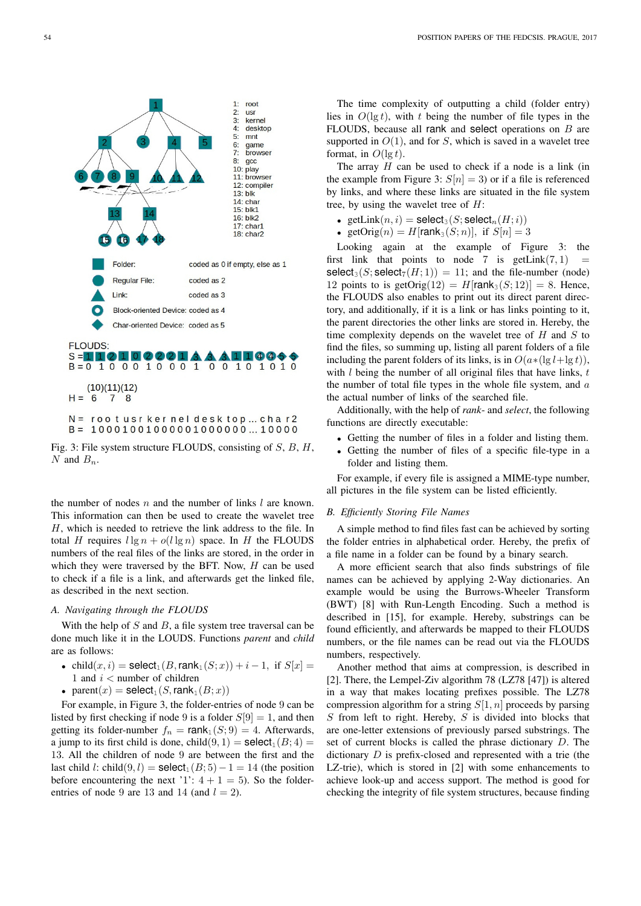1: root
2: usr
3: kernel
4: desktop
5: mnt
6: game
7: browser
8: gcc
10: play
11: browser
12: compiler
13: blk
14: char
15: blk1
16: blk2
17: char1
18: char2

Folder: coded as 0 if empty, else as 1

Regular File: coded as 2

Link: coded as 3

Block-oriented Device: coded as 4

Char-oriented Device: coded as 5

FLOUDS:
S = 1 1 2 1 0 2 2 2 1 3 3 3 1 1 4 4 5 5
B = 0 1 0 0 0 1 0 0 0 1 0 0 1 0 1 0 1 0

(10)(11)(12)
H = 6 7 8

N = r o o t u s r k e r n e l d e s k t o p ... c h a r 2
B = 1 0 0 0 1 0 0 1 0 0 0 0 0 1 0 0 0 0 0 0 ... 1 0 0 0 0

Fig. 3: File system structure FLOUDS, consisting of $S$, $B$, $H$, $N$ and $B_n$.

the number of nodes $n$ and the number of links $l$ are known. This information can then be used to create the wavelet tree $H$, which is needed to retrieve the link address to the file. In total $H$ requires $l \lg n + o(l \lg n)$ space. In $H$ the FLOUDS numbers of the real files of the links are stored, in the order in which they were traversed by the BFT. Now, $H$ can be used to check if a file is a link, and afterwards get the linked file, as described in the next section.

### A. Navigating through the FLOUDS

With the help of $S$ and $B$, a file system tree traversal can be done much like it in the LOUDS. Functions *parent* and *child* are as follows:

- $\text{child}(x, i) = \mathsf{select}_1(B, \mathsf{rank}_1(S; x)) + i - 1$, if $S[x] = 1$ and $i <$ number of children
- $\text{parent}(x) = \mathsf{select}_1(S, \mathsf{rank}_1(B; x))$

For example, in Figure 3, the folder-entries of node 9 can be listed by first checking if node 9 is a folder $S[9] = 1$, and then getting its folder-number $f_n = \mathsf{rank}_1(S; 9) = 4$. Afterwards, a jump to its first child is done, $\text{child}(9, 1) = \mathsf{select}_1(B; 4) = 13$. All the children of node 9 are between the first and the last child $l$: $\text{child}(9, l) = \mathsf{select}_1(B; 5) - 1 = 14$ (the position before encountering the next '1': $4 + 1 = 5$). So the folder-entries of node 9 are 13 and 14 (and $l = 2$).

The time complexity of outputting a child (folder entry) lies in $O(\lg t)$, with $t$ being the number of file types in the FLOUDS, because all rank and select operations on $B$ are supported in $O(1)$, and for $S$, which is saved in a wavelet tree format, in $O(\lg t)$.

The array $H$ can be used to check if a node is a link (in the example from Figure 3: $S[n] = 3$) or if a file is referenced by links, and where these links are situated in the file system tree, by using the wavelet tree of $H$:

- $\text{getLink}(n, i) = \mathsf{select}_3(S; \mathsf{select}_n(H; i))$
- $\text{getOrig}(n) = H[\mathsf{rank}_3(S; n)]$, if $S[n] = 3$

Looking again at the example of Figure 3: the first link that points to node 7 is $\text{getLink}(7, 1) = \mathsf{select}_3(S; \mathsf{select}_7(H; 1)) = 11$; and the file-number (node) 12 points to is $\text{getOrig}(12) = H[\mathsf{rank}_3(S; 12)] = 8$. Hence, the FLOUDS also enables to print out its direct parent directory, and additionally, if it is a link or has links pointing to it, the parent directories the other links are stored in. Hereby, the time complexity depends on the wavelet tree of $H$ and $S$ to find the files, so summing up, listing all parent folders of a file including the parent folders of its links, is in $O(a*(\lg l + \lg t))$, with $l$ being the number of all original files that have links, $t$ the number of total file types in the whole file system, and $a$ the actual number of links of the searched file.

Additionally, with the help of *rank*- and *select*, the following functions are directly executable:

- Getting the number of files in a folder and listing them.
- Getting the number of files of a specific file-type in a folder and listing them.

For example, if every file is assigned a MIME-type number, all pictures in the file system can be listed efficiently.

### B. Efficiently Storing File Names

A simple method to find files fast can be achieved by sorting the folder entries in alphabetical order. Hereby, the prefix of a file name in a folder can be found by a binary search.

A more efficient search that also finds substrings of file names can be achieved by applying 2-Way dictionaries. An example would be using the Burrows-Wheeler Transform (BWT) [8] with Run-Length Encoding. Such a method is described in [15], for example. Hereby, substrings can be found efficiently, and afterwards be mapped to their FLOUDS numbers, or the file names can be read out via the FLOUDS numbers, respectively.

Another method that aims at compression, is described in [2]. There, the Lempel-Ziv algorithm 78 (LZ78 [47]) is altered in a way that makes locating prefixes possible. The LZ78 compression algorithm for a string $S[1, n]$ proceeds by parsing $S$ from left to right. Hereby, $S$ is divided into blocks that are one-letter extensions of previously parsed substrings. The set of current blocks is called the phrase dictionary $D$. The dictionary $D$ is prefix-closed and represented with a trie (the LZ-trie), which is stored in [2] with some enhancements to achieve look-up and access support. The method is good for checking the integrity of file system structures, because finding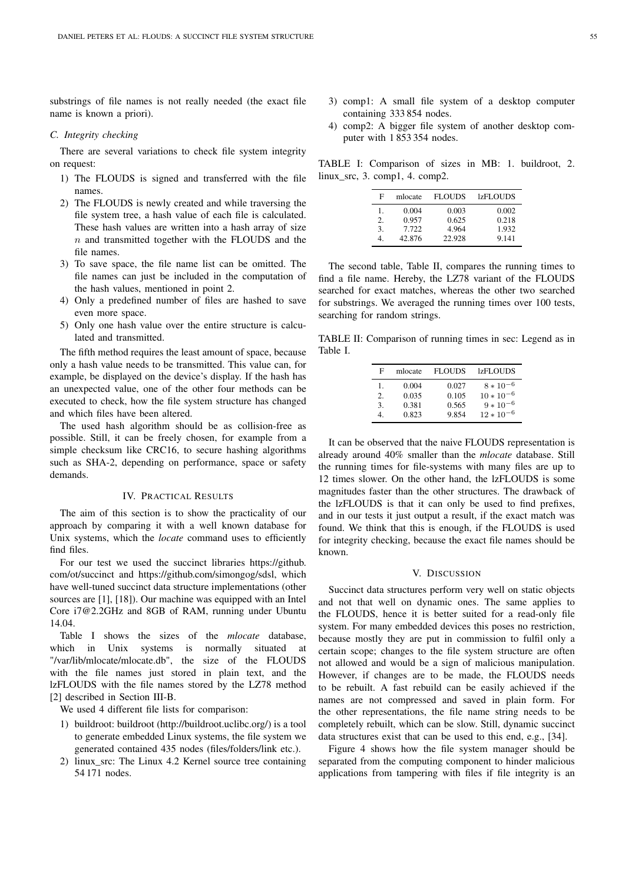substrings of file names is not really needed (the exact file name is known a priori).

### C. Integrity checking

There are several variations to check file system integrity on request:

1) The FLOUDS is signed and transferred with the file names.
2) The FLOUDS is newly created and while traversing the file system tree, a hash value of each file is calculated. These hash values are written into a hash array of size $n$ and transmitted together with the FLOUDS and the file names.
3) To save space, the file name list can be omitted. The file names can just be included in the computation of the hash values, mentioned in point 2.
4) Only a predefined number of files are hashed to save even more space.
5) Only one hash value over the entire structure is calculated and transmitted.

The fifth method requires the least amount of space, because only a hash value needs to be transmitted. This value can, for example, be displayed on the device's display. If the hash has an unexpected value, one of the other four methods can be executed to check, how the file system structure has changed and which files have been altered.

The used hash algorithm should be as collision-free as possible. Still, it can be freely chosen, for example from a simple checksum like CRC16, to secure hashing algorithms such as SHA-2, depending on performance, space or safety demands.

## IV. Practical Results

The aim of this section is to show the practicality of our approach by comparing it with a well known database for Unix systems, which the *locate* command uses to efficiently find files.

For our test we used the succinct libraries https://github.com/ot/succinct and https://github.com/simongog/sdsl, which have well-tuned succinct data structure implementations (other sources are [1], [18]). Our machine was equipped with an Intel Core i7@2.2GHz and 8GB of RAM, running under Ubuntu 14.04.

Table I shows the sizes of the *mlocate* database, which in Unix systems is normally situated at "/var/lib/mlocate/mlocate.db", the size of the FLOUDS with the file names just stored in plain text, and the lzFLOUDS with the file names stored by the LZ78 method [2] described in Section III-B.

We used 4 different file lists for comparison:

1) buildroot: buildroot (http://buildroot.uclibc.org/) is a tool to generate embedded Linux systems, the file system we generated contained 435 nodes (files/folders/link etc.).
2) linux_src: The Linux 4.2 Kernel source tree containing 54 171 nodes.
3) comp1: A small file system of a desktop computer containing 333 854 nodes.
4) comp2: A bigger file system of another desktop computer with 1 853 354 nodes.

TABLE I: Comparison of sizes in MB: 1. buildroot, 2. linux_src, 3. comp1, 4. comp2.

| F | mlocate | FLOUDS | lzFLOUDS |
|---|---|---|---|
| 1. | 0.004 | 0.003 | 0.002 |
| 2. | 0.957 | 0.625 | 0.218 |
| 3. | 7.722 | 4.964 | 1.932 |
| 4. | 42.876 | 22.928 | 9.141 |

The second table, Table II, compares the running times to find a file name. Hereby, the LZ78 variant of the FLOUDS searched for exact matches, whereas the other two searched for substrings. We averaged the running times over 100 tests, searching for random strings.

TABLE II: Comparison of running times in sec: Legend as in Table I.

| F | mlocate | FLOUDS | lzFLOUDS |
|---|---|---|---|
| 1. | 0.004 | 0.027 | $8 * 10^{-6}$ |
| 2. | 0.035 | 0.105 | $10 * 10^{-6}$ |
| 3. | 0.381 | 0.565 | $9 * 10^{-6}$ |
| 4. | 0.823 | 9.854 | $12 * 10^{-6}$ |

It can be observed that the naive FLOUDS representation is already around 40% smaller than the *mlocate* database. Still the running times for file-systems with many files are up to 12 times slower. On the other hand, the lzFLOUDS is some magnitudes faster than the other structures. The drawback of the lzFLOUDS is that it can only be used to find prefixes, and in our tests it just output a result, if the exact match was found. We think that this is enough, if the FLOUDS is used for integrity checking, because the exact file names should be known.

## V. Discussion

Succinct data structures perform very well on static objects and not that well on dynamic ones. The same applies to the FLOUDS, hence it is better suited for a read-only file system. For many embedded devices this poses no restriction, because mostly they are put in commission to fulfil only a certain scope; changes to the file system structure are often not allowed and would be a sign of malicious manipulation. However, if changes are to be made, the FLOUDS needs to be rebuilt. A fast rebuild can be easily achieved if the names are not compressed and saved in plain form. For the other representations, the file name string needs to be completely rebuilt, which can be slow. Still, dynamic succinct data structures exist that can be used to this end, e.g., [34].

Figure 4 shows how the file system manager should be separated from the computing component to hinder malicious applications from tampering with files if file integrity is an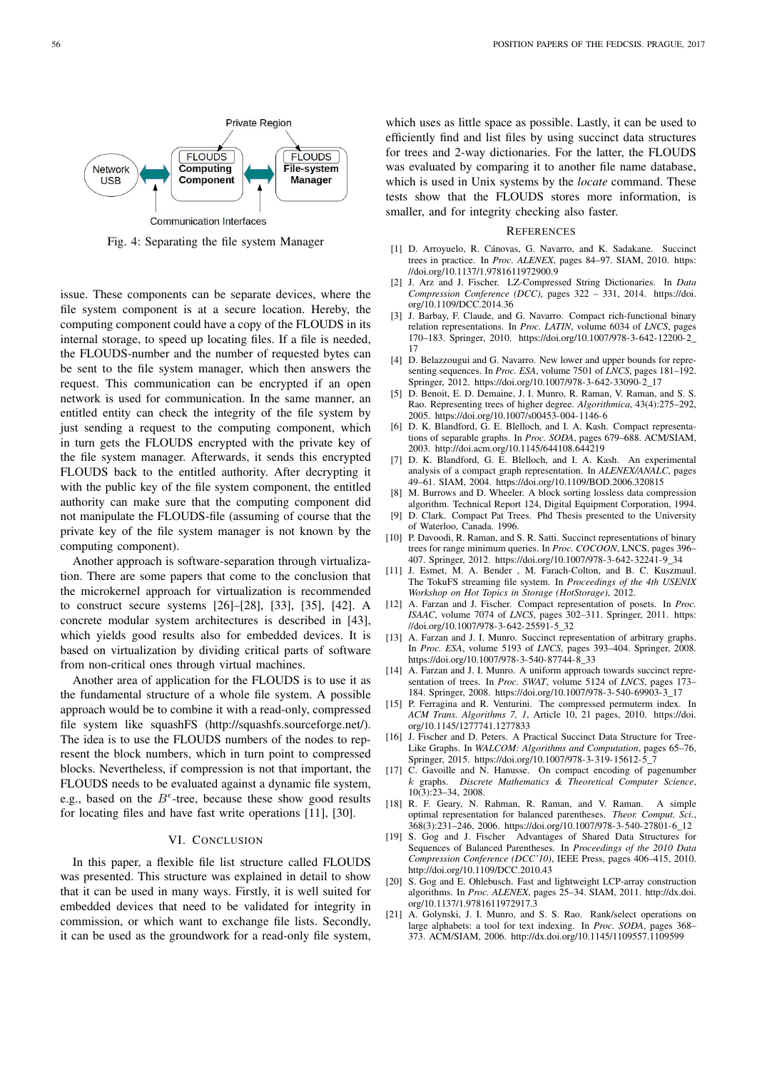Fig. 4: Separating the file system Manager

issue. These components can be separate devices, where the file system component is at a secure location. Hereby, the computing component could have a copy of the FLOUDS in its internal storage, to speed up locating files. If a file is needed, the FLOUDS-number and the number of requested bytes can be sent to the file system manager, which then answers the request. This communication can be encrypted if an open network is used for communication. In the same manner, an entitled entity can check the integrity of the file system by just sending a request to the computing component, which in turn gets the FLOUDS encrypted with the private key of the file system manager. Afterwards, it sends this encrypted FLOUDS back to the entitled authority. After decrypting it with the public key of the file system component, the entitled authority can make sure that the computing component did not manipulate the FLOUDS-file (assuming of course that the private key of the file system manager is not known by the computing component).

Another approach is software-separation through virtualization. There are some papers that come to the conclusion that the microkernel approach for virtualization is recommended to construct secure systems [26]–[28], [33], [35], [42]. A concrete modular system architectures is described in [43], which yields good results also for embedded devices. It is based on virtualization by dividing critical parts of software from non-critical ones through virtual machines.

Another area of application for the FLOUDS is to use it as the fundamental structure of a whole file system. A possible approach would be to combine it with a read-only, compressed file system like squashFS (http://squashfs.sourceforge.net/). The idea is to use the FLOUDS numbers of the nodes to represent the block numbers, which in turn point to compressed blocks. Nevertheless, if compression is not that important, the FLOUDS needs to be evaluated against a dynamic file system, e.g., based on the $B^{\epsilon}$-tree, because these show good results for locating files and have fast write operations [11], [30].

## VI. Conclusion

In this paper, a flexible file list structure called FLOUDS was presented. This structure was explained in detail to show that it can be used in many ways. Firstly, it is well suited for embedded devices that need to be validated for integrity in commission, or which want to exchange file lists. Secondly, it can be used as the groundwork for a read-only file system, which uses as little space as possible. Lastly, it can be used to efficiently find and list files by using succinct data structures for trees and 2-way dictionaries. For the latter, the FLOUDS was evaluated by comparing it to another file name database, which is used in Unix systems by the *locate* command. These tests show that the FLOUDS stores more information, is smaller, and for integrity checking also faster.

## References

[1] D. Arroyuelo, R. Cánovas, G. Navarro, and K. Sadakane. Succinct trees in practice. In *Proc. ALENEX*, pages 84–97. SIAM, 2010. https://doi.org/10.1137/1.9781611972900.9

[2] J. Arz and J. Fischer. LZ-Compressed String Dictionaries. In *Data Compression Conference (DCC)*, pages 322 – 331, 2014. https://doi.org/10.1109/DCC.2014.36

[3] J. Barbay, F. Claude, and G. Navarro. Compact rich-functional binary relation representations. In *Proc. LATIN*, volume 6034 of *LNCS*, pages 170–183. Springer, 2010. https://doi.org/10.1007/978-3-642-12200-2_17

[4] D. Belazzougui and G. Navarro. New lower and upper bounds for representing sequences. In *Proc. ESA*, volume 7501 of *LNCS*, pages 181–192. Springer, 2012. https://doi.org/10.1007/978-3-642-33090-2_17

[5] D. Benoit, E. D. Demaine, J. I. Munro, R. Raman, V. Raman, and S. S. Rao. Representing trees of higher degree. *Algorithmica*, 43(4):275–292, 2005. https://doi.org/10.1007/s00453-004-1146-6

[6] D. K. Blandford, G. E. Blelloch, and I. A. Kash. Compact representations of separable graphs. In *Proc. SODA*, pages 679–688. ACM/SIAM, 2003. http://doi.acm.org/10.1145/644108.644219

[7] D. K. Blandford, G. E. Blelloch, and I. A. Kash. An experimental analysis of a compact graph representation. In *ALENEX/ANALC*, pages 49–61. SIAM, 2004. https://doi.org/10.1109/BOD.2006.320815

[8] M. Burrows and D. Wheeler. A block sorting lossless data compression algorithm. Technical Report 124, Digital Equipment Corporation, 1994.

[9] D. Clark. Compact Pat Trees. Phd Thesis presented to the University of Waterloo, Canada. 1996.

[10] P. Davoodi, R. Raman, and S. R. Satti. Succinct representations of binary trees for range minimum queries. In *Proc. COCOON*, LNCS, pages 396–407. Springer, 2012. https://doi.org/10.1007/978-3-642-32241-9_34

[11] J. Esmet, M. A. Bender , M. Farach-Colton, and B. C. Kuszmaul. The TokuFS streaming file system. In *Proceedings of the 4th USENIX Workshop on Hot Topics in Storage (HotStorage)*, 2012.

[12] A. Farzan and J. Fischer. Compact representation of posets. In *Proc. ISAAC*, volume 7074 of *LNCS*, pages 302–311. Springer, 2011. https://doi.org/10.1007/978-3-642-25591-5_32

[13] A. Farzan and J. I. Munro. Succinct representation of arbitrary graphs. In *Proc. ESA*, volume 5193 of *LNCS*, pages 393–404. Springer, 2008. https://doi.org/10.1007/978-3-540-87744-8_33

[14] A. Farzan and J. I. Munro. A uniform approach towards succinct representation of trees. In *Proc. SWAT*, volume 5124 of *LNCS*, pages 173–184. Springer, 2008. https://doi.org/10.1007/978-3-540-69903-3_17

[15] P. Ferragina and R. Venturini. The compressed permuterm index. In *ACM Trans. Algorithms 7, 1*, Article 10, 21 pages, 2010. https://doi.org/10.1145/1277741.1277833

[16] J. Fischer and D. Peters. A Practical Succinct Data Structure for Tree-Like Graphs. In *WALCOM: Algorithms and Computation*, pages 65–76, Springer, 2015. https://doi.org/10.1007/978-3-319-15612-5_7

[17] C. Gavoille and N. Hanusse. On compact encoding of pagenumber $k$ graphs. *Discrete Mathematics & Theoretical Computer Science*, 10(3):23–34, 2008.

[18] R. F. Geary, N. Rahman, R. Raman, and V. Raman. A simple optimal representation for balanced parentheses. *Theor. Comput. Sci.*, 368(3):231–246, 2006. https://doi.org/10.1007/978-3-540-27801-6_12

[19] S. Gog and J. Fischer Advantages of Shared Data Structures for Sequences of Balanced Parentheses. In *Proceedings of the 2010 Data Compression Conference (DCC'10)*, IEEE Press, pages 406–415, 2010. http://doi.org/10.1109/DCC.2010.43

[20] S. Gog and E. Ohlebusch. Fast and lightweight LCP-array construction algorithms. In *Proc. ALENEX*, pages 25–34. SIAM, 2011. http://dx.doi.org/10.1137/1.9781611972917.3

[21] A. Golynski, J. I. Munro, and S. S. Rao. Rank/select operations on large alphabets: a tool for text indexing. In *Proc. SODA*, pages 368–373. ACM/SIAM, 2006. http://dx.doi.org/10.1145/1109557.1109599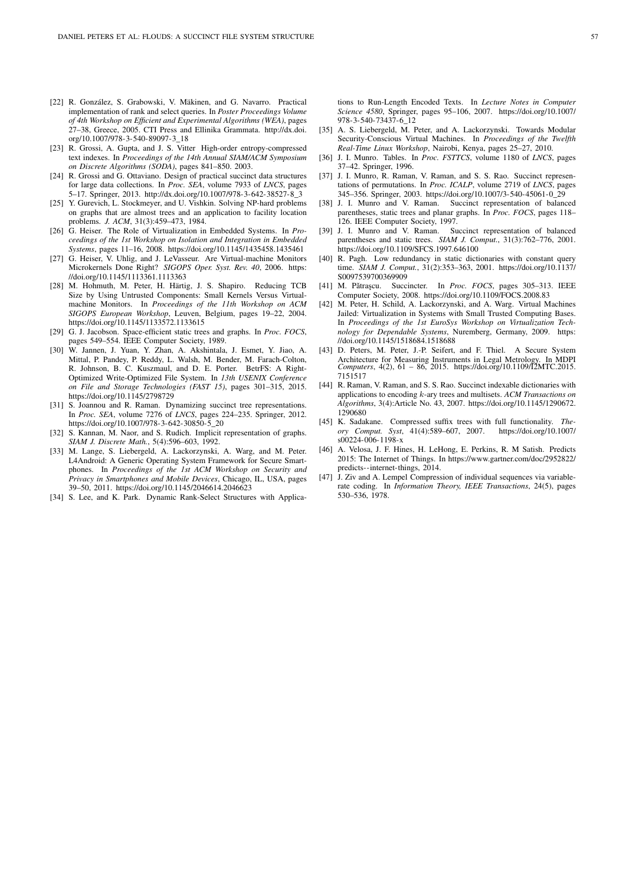[22] R. González, S. Grabowski, V. Mäkinen, and G. Navarro. Practical implementation of rank and select queries. In *Poster Proceedings Volume of 4th Workshop on Efficient and Experimental Algorithms (WEA)*, pages 27–38, Greece, 2005. CTI Press and Ellinika Grammata. http://dx.doi.org/10.1007/978-3-540-89097-3_18

[23] R. Grossi, A. Gupta, and J. S. Vitter High-order entropy-compressed text indexes. In *Proceedings of the 14th Annual SIAM/ACM Symposium on Discrete Algorithms (SODA)*, pages 841–850. 2003.

[24] R. Grossi and G. Ottaviano. Design of practical succinct data structures for large data collections. In *Proc. SEA*, volume 7933 of *LNCS*, pages 5–17. Springer, 2013. http://dx.doi.org/10.1007/978-3-642-38527-8_3

[25] Y. Gurevich, L. Stockmeyer, and U. Vishkin. Solving NP-hard problems on graphs that are almost trees and an application to facility location problems. *J. ACM*, 31(3):459–473, 1984.

[26] G. Heiser. The Role of Virtualization in Embedded Systems. In *Proceedings of the 1st Workshop on Isolation and Integration in Embedded Systems*, pages 11–16, 2008. https://doi.org/10.1145/1435458.1435461

[27] G. Heiser, V. Uhlig, and J. LeVasseur. Are Virtual-machine Monitors Microkernels Done Right? *SIGOPS Oper. Syst. Rev. 40*, 2006. https://doi.org/10.1145/1113361.1113363

[28] M. Hohmuth, M. Peter, H. Härtig, J. S. Shapiro. Reducing TCB Size by Using Untrusted Components: Small Kernels Versus Virtual-machine Monitors. In *Proceedings of the 11th Workshop on ACM SIGOPS European Workshop*, Leuven, Belgium, pages 19–22, 2004. https://doi.org/10.1145/1133572.1133615

[29] G. J. Jacobson. Space-efficient static trees and graphs. In *Proc. FOCS*, pages 549–554. IEEE Computer Society, 1989.

[30] W. Jannen, J. Yuan, Y. Zhan, A. Akshintala, J. Esmet, Y. Jiao, A. Mittal, P. Pandey, P. Reddy, L. Walsh, M. Bender, M. Farach-Colton, R. Johnson, B. C. Kuszmaul, and D. E. Porter. BetrFS: A Right-Optimized Write-Optimized File System. In *13th USENIX Conference on File and Storage Technologies (FAST 15)*, pages 301–315, 2015. https://doi.org/10.1145/2798729

[31] S. Joannou and R. Raman. Dynamizing succinct tree representations. In *Proc. SEA*, volume 7276 of *LNCS*, pages 224–235. Springer, 2012. https://doi.org/10.1007/978-3-642-30850-5_20

[32] S. Kannan, M. Naor, and S. Rudich. Implicit representation of graphs. *SIAM J. Discrete Math.*, 5(4):596–603, 1992.

[33] M. Lange, S. Liebergeld, A. Lackorzynski, A. Warg, and M. Peter. L4Android: A Generic Operating System Framework for Secure Smartphones. In *Proceedings of the 1st ACM Workshop on Security and Privacy in Smartphones and Mobile Devices*, Chicago, IL, USA, pages 39–50, 2011. https://doi.org/10.1145/2046614.2046623

[34] S. Lee, and K. Park. Dynamic Rank-Select Structures with Applications to Run-Length Encoded Texts. In *Lecture Notes in Computer Science 4580*, Springer, pages 95–106, 2007. https://doi.org/10.1007/978-3-540-73437-6_12

[35] A. S. Liebergeld, M. Peter, and A. Lackorzynski. Towards Modular Security-Conscious Virtual Machines. In *Proceedings of the Twelfth Real-Time Linux Workshop*, Nairobi, Kenya, pages 25–27, 2010.

[36] J. I. Munro. Tables. In *Proc. FSTTCS*, volume 1180 of *LNCS*, pages 37–42. Springer, 1996.

[37] J. I. Munro, R. Raman, V. Raman, and S. S. Rao. Succinct representations of permutations. In *Proc. ICALP*, volume 2719 of *LNCS*, pages 345–356. Springer, 2003. https://doi.org/10.1007/3-540-45061-0_29

[38] J. I. Munro and V. Raman. Succinct representation of balanced parentheses, static trees and planar graphs. In *Proc. FOCS*, pages 118–126. IEEE Computer Society, 1997.

[39] J. I. Munro and V. Raman. Succinct representation of balanced parentheses and static trees. *SIAM J. Comput.*, 31(3):762–776, 2001. https://doi.org/10.1109/SFCS.1997.646100

[40] R. Pagh. Low redundancy in static dictionaries with constant query time. *SIAM J. Comput.*, 31(2):353–363, 2001. https://doi.org/10.1137/S0097539700369909

[41] M. Pǎtraşcu. Succincter. In *Proc. FOCS*, pages 305–313. IEEE Computer Society, 2008. https://doi.org/10.1109/FOCS.2008.83

[42] M. Peter, H. Schild, A. Lackorzynski, and A. Warg. Virtual Machines Jailed: Virtualization in Systems with Small Trusted Computing Bases. In *Proceedings of the 1st EuroSys Workshop on Virtualization Technology for Dependable Systems*, Nuremberg, Germany, 2009. https://doi.org/10.1145/1518684.1518688

[43] D. Peters, M. Peter, J.-P. Seifert, and F. Thiel. A Secure System Architecture for Measuring Instruments in Legal Metrology. In MDPI *Computers*, 4(2), 61 – 86, 2015. https://doi.org/10.1109/I2MTC.2015.7151517

[44] R. Raman, V. Raman, and S. S. Rao. Succinct indexable dictionaries with applications to encoding $k$-ary trees and multisets. *ACM Transactions on Algorithms*, 3(4):Article No. 43, 2007. https://doi.org/10.1145/1290672.1290680

[45] K. Sadakane. Compressed suffix trees with full functionality. *Theory Comput. Syst*, 41(4):589–607, 2007. https://doi.org/10.1007/s00224-006-1198-x

[46] A. Velosa, J. F. Hines, H. LeHong, E. Perkins, R. M Satish. Predicts 2015: The Internet of Things. In https://www.gartner.com/doc/2952822/predicts--internet-things, 2014.

[47] J. Ziv and A. Lempel Compression of individual sequences via variable-rate coding. In *Information Theory, IEEE Transactions*, 24(5), pages 530–536, 1978.